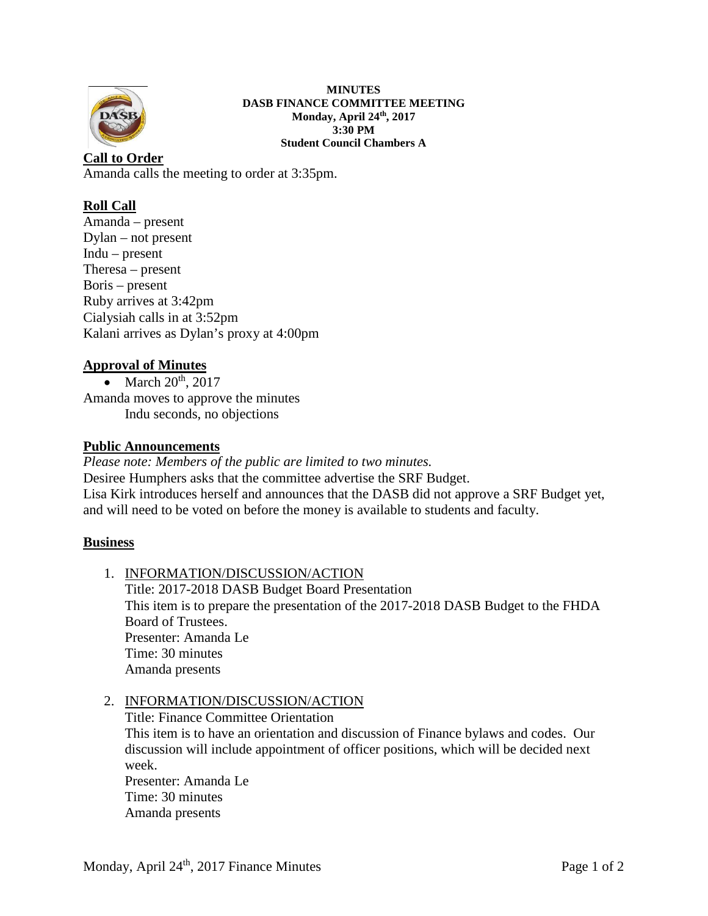**MINUTES**
**DASB FINANCE COMMITTEE MEETING**
**Monday, April 24th, 2017**
**3:30 PM**
**Student Council Chambers A**

## Call to Order

Amanda calls the meeting to order at 3:35pm.

## Roll Call

Amanda – present
Dylan – not present
Indu – present
Theresa – present
Boris – present
Ruby arrives at 3:42pm
Cialysiah calls in at 3:52pm
Kalani arrives as Dylan's proxy at 4:00pm

## Approval of Minutes

- March 20th, 2017

Amanda moves to approve the minutes
  Indu seconds, no objections

## Public Announcements

*Please note: Members of the public are limited to two minutes.*
Desiree Humphers asks that the committee advertise the SRF Budget.
Lisa Kirk introduces herself and announces that the DASB did not approve a SRF Budget yet, and will need to be voted on before the money is available to students and faculty.

## Business

1. INFORMATION/DISCUSSION/ACTION
   Title: 2017-2018 DASB Budget Board Presentation
   This item is to prepare the presentation of the 2017-2018 DASB Budget to the FHDA Board of Trustees.
   Presenter: Amanda Le
   Time: 30 minutes
   Amanda presents

2. INFORMATION/DISCUSSION/ACTION
   Title: Finance Committee Orientation
   This item is to have an orientation and discussion of Finance bylaws and codes. Our discussion will include appointment of officer positions, which will be decided next week.
   Presenter: Amanda Le
   Time: 30 minutes
   Amanda presents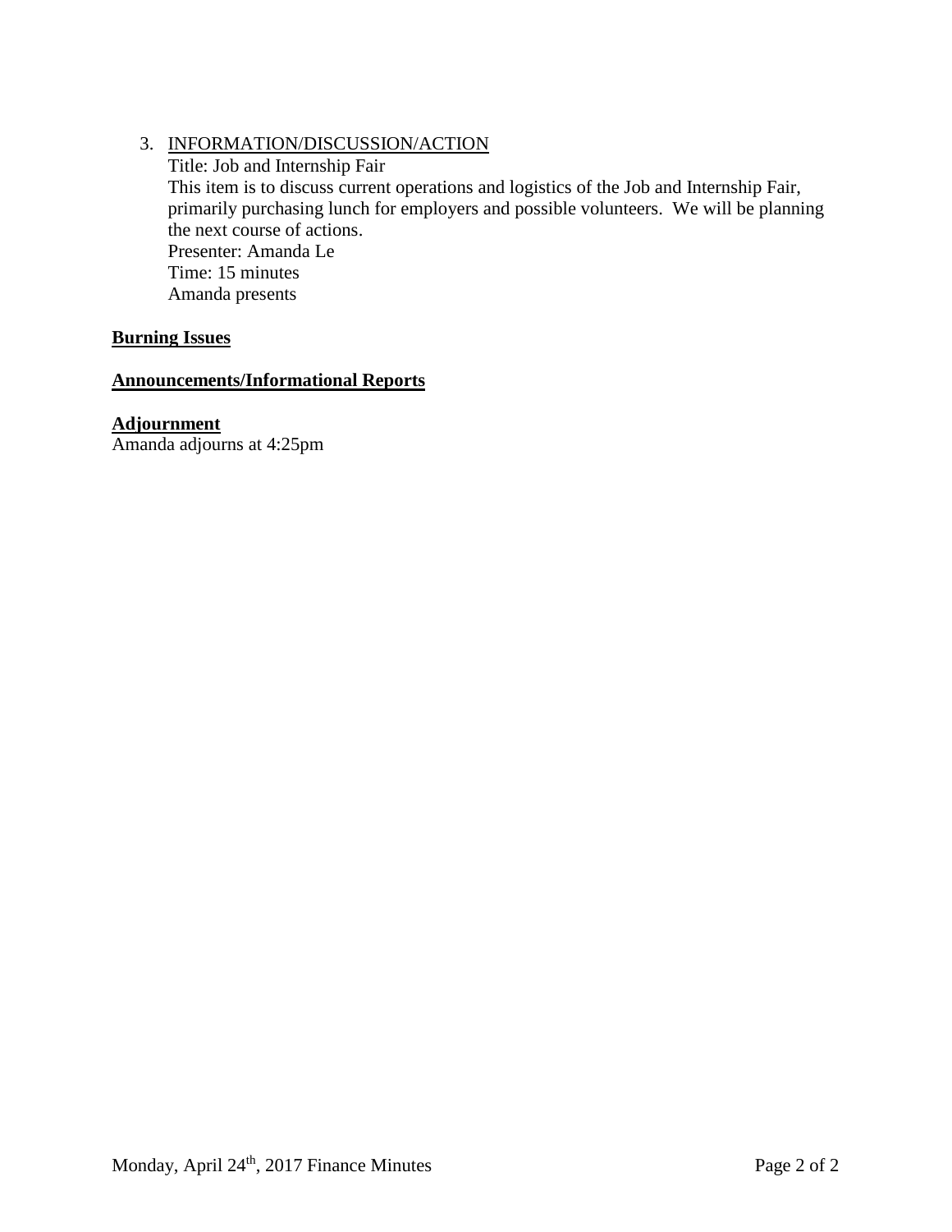3. INFORMATION/DISCUSSION/ACTION
   Title: Job and Internship Fair
   This item is to discuss current operations and logistics of the Job and Internship Fair, primarily purchasing lunch for employers and possible volunteers. We will be planning the next course of actions.
   Presenter: Amanda Le
   Time: 15 minutes
   Amanda presents

**Burning Issues**

**Announcements/Informational Reports**

**Adjournment**
Amanda adjourns at 4:25pm